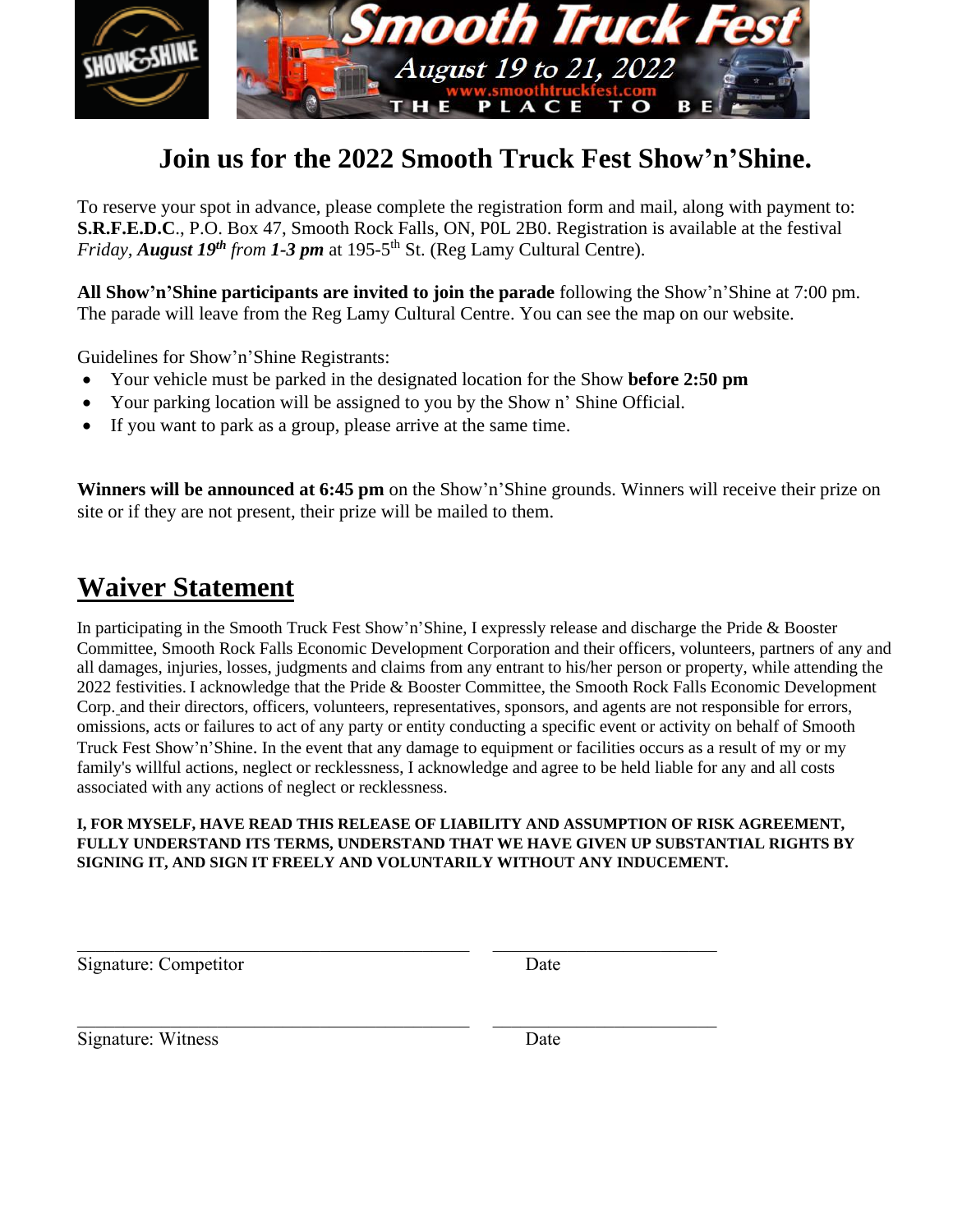# Join us for the 2022 Smooth Truck Fest Show'n'Shine.

To reserve your spot in advance, please complete the registration form and mail, along with payment to: **S.R.F.E.D.C**., P.O. Box 47, Smooth Rock Falls, ON, P0L 2B0. Registration is available at the festival *Friday, **August 19th** from **1-3 pm*** at 195-5th St. (Reg Lamy Cultural Centre).

**All Show'n'Shine participants are invited to join the parade** following the Show'n'Shine at 7:00 pm. The parade will leave from the Reg Lamy Cultural Centre. You can see the map on our website.

Guidelines for Show'n'Shine Registrants:

- Your vehicle must be parked in the designated location for the Show **before 2:50 pm**
- Your parking location will be assigned to you by the Show n' Shine Official.
- If you want to park as a group, please arrive at the same time.

**Winners will be announced at 6:45 pm** on the Show'n'Shine grounds. Winners will receive their prize on site or if they are not present, their prize will be mailed to them.

## Waiver Statement

In participating in the Smooth Truck Fest Show'n'Shine, I expressly release and discharge the Pride & Booster Committee, Smooth Rock Falls Economic Development Corporation and their officers, volunteers, partners of any and all damages, injuries, losses, judgments and claims from any entrant to his/her person or property, while attending the 2022 festivities. I acknowledge that the Pride & Booster Committee, the Smooth Rock Falls Economic Development Corp. and their directors, officers, volunteers, representatives, sponsors, and agents are not responsible for errors, omissions, acts or failures to act of any party or entity conducting a specific event or activity on behalf of Smooth Truck Fest Show'n'Shine. In the event that any damage to equipment or facilities occurs as a result of my or my family's willful actions, neglect or recklessness, I acknowledge and agree to be held liable for any and all costs associated with any actions of neglect or recklessness.

**I, FOR MYSELF, HAVE READ THIS RELEASE OF LIABILITY AND ASSUMPTION OF RISK AGREEMENT, FULLY UNDERSTAND ITS TERMS, UNDERSTAND THAT WE HAVE GIVEN UP SUBSTANTIAL RIGHTS BY SIGNING IT, AND SIGN IT FREELY AND VOLUNTARILY WITHOUT ANY INDUCEMENT.**

\_\_\_\_\_\_\_\_\_\_\_\_\_\_\_\_\_\_\_\_\_\_\_\_\_\_\_\_\_\_\_\_ \_\_\_\_\_\_\_\_\_\_\_\_\_\_\_\_\_\_\_\_

Signature: Competitor Date

\_\_\_\_\_\_\_\_\_\_\_\_\_\_\_\_\_\_\_\_\_\_\_\_\_\_\_\_\_\_\_\_ \_\_\_\_\_\_\_\_\_\_\_\_\_\_\_\_\_\_\_\_

Signature: Witness Date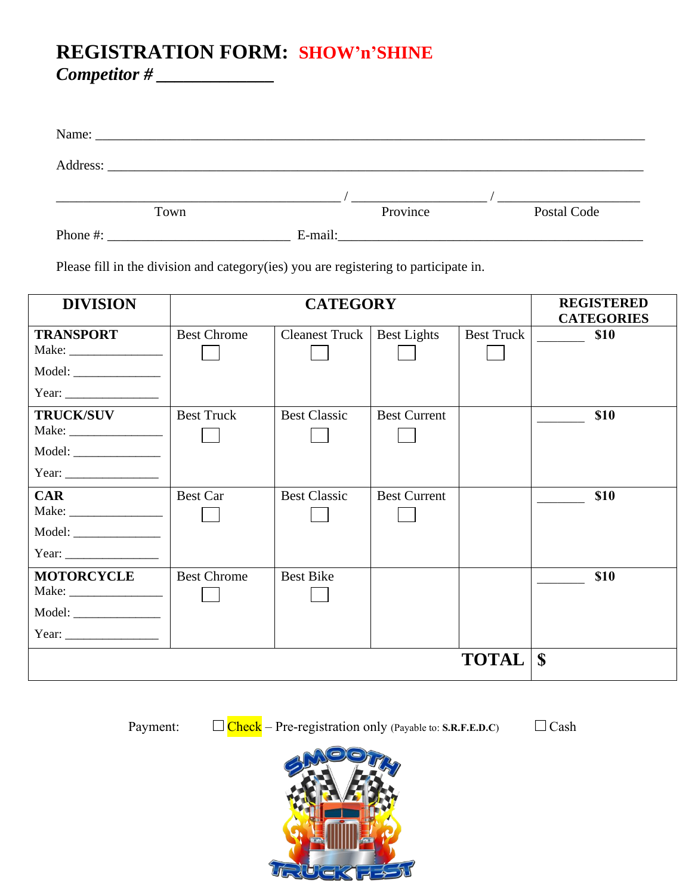# REGISTRATION FORM: SHOW'n'SHINE

***Competitor # ___________***

Name: ________________________________________________________________________________

Address: ______________________________________________________________________________

__________________________________________ / ___________________ / _____________________

Town / Province / Postal Code

Phone #: ___________________________ E-mail:_____________________________________________

Please fill in the division and category(ies) you are registering to participate in.

| DIVISION | CATEGORY | | | | REGISTERED CATEGORIES |
|---|---|---|---|---|---|
| **TRANSPORT** Make: ______________ Model: ______________ Year: ______________ | Best Chrome ☐ | Cleanest Truck ☐ | Best Lights ☐ | Best Truck ☐ | _______ **$10** |
| **TRUCK/SUV** Make: ______________ Model: ______________ Year: ______________ | Best Truck ☐ | Best Classic ☐ | Best Current ☐ | | _______ **$10** |
| **CAR** Make: ______________ Model: ______________ Year: ______________ | Best Car ☐ | Best Classic ☐ | Best Current ☐ | | _______ **$10** |
| **MOTORCYCLE** Make: ______________ Model: ______________ Year: ______________ | Best Chrome ☐ | Best Bike ☐ | | | _______ **$10** |
| | | | | **TOTAL** | **$** |

Payment: ☐ Check – Pre-registration only (Payable to: **S.R.F.E.D.C**) ☐ Cash

SMOOTH TRUCK FEST